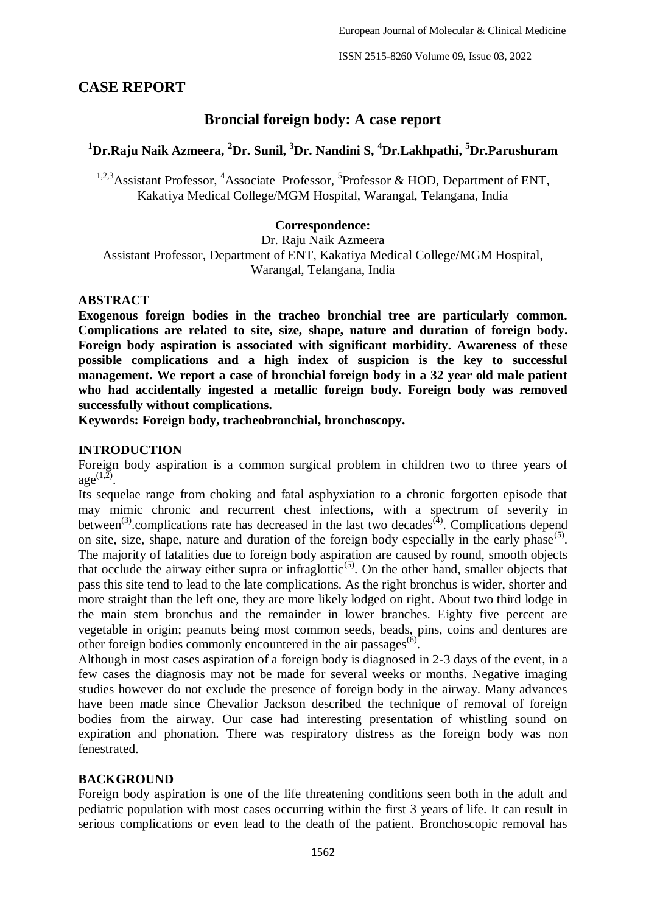## CASE REPORT

# Broncial foreign body: A case report

**[1]Dr.Raju Naik Azmeera, [2]Dr. Sunil, [3]Dr. Nandini S, [4]Dr.Lakhpathi, [5]Dr.Parushuram**

[1,2,3]Assistant Professor, [4]Associate Professor, [5]Professor & HOD, Department of ENT, Kakatiya Medical College/MGM Hospital, Warangal, Telangana, India

**Correspondence:**
Dr. Raju Naik Azmeera
Assistant Professor, Department of ENT, Kakatiya Medical College/MGM Hospital, Warangal, Telangana, India

## ABSTRACT

**Exogenous foreign bodies in the tracheo bronchial tree are particularly common. Complications are related to site, size, shape, nature and duration of foreign body. Foreign body aspiration is associated with significant morbidity. Awareness of these possible complications and a high index of suspicion is the key to successful management. We report a case of bronchial foreign body in a 32 year old male patient who had accidentally ingested a metallic foreign body. Foreign body was removed successfully without complications.**

**Keywords: Foreign body, tracheobronchial, bronchoscopy.**

## INTRODUCTION

Foreign body aspiration is a common surgical problem in children two to three years of age[1,2].

Its sequelae range from choking and fatal asphyxiation to a chronic forgotten episode that may mimic chronic and recurrent chest infections, with a spectrum of severity in between[3].complications rate has decreased in the last two decades[4]. Complications depend on site, size, shape, nature and duration of the foreign body especially in the early phase[5]. The majority of fatalities due to foreign body aspiration are caused by round, smooth objects that occlude the airway either supra or infraglottic[5]. On the other hand, smaller objects that pass this site tend to lead to the late complications. As the right bronchus is wider, shorter and more straight than the left one, they are more likely lodged on right. About two third lodge in the main stem bronchus and the remainder in lower branches. Eighty five percent are vegetable in origin; peanuts being most common seeds, beads, pins, coins and dentures are other foreign bodies commonly encountered in the air passages[6].

Although in most cases aspiration of a foreign body is diagnosed in 2-3 days of the event, in a few cases the diagnosis may not be made for several weeks or months. Negative imaging studies however do not exclude the presence of foreign body in the airway. Many advances have been made since Chevalior Jackson described the technique of removal of foreign bodies from the airway. Our case had interesting presentation of whistling sound on expiration and phonation. There was respiratory distress as the foreign body was non fenestrated.

## BACKGROUND

Foreign body aspiration is one of the life threatening conditions seen both in the adult and pediatric population with most cases occurring within the first 3 years of life. It can result in serious complications or even lead to the death of the patient. Bronchoscopic removal has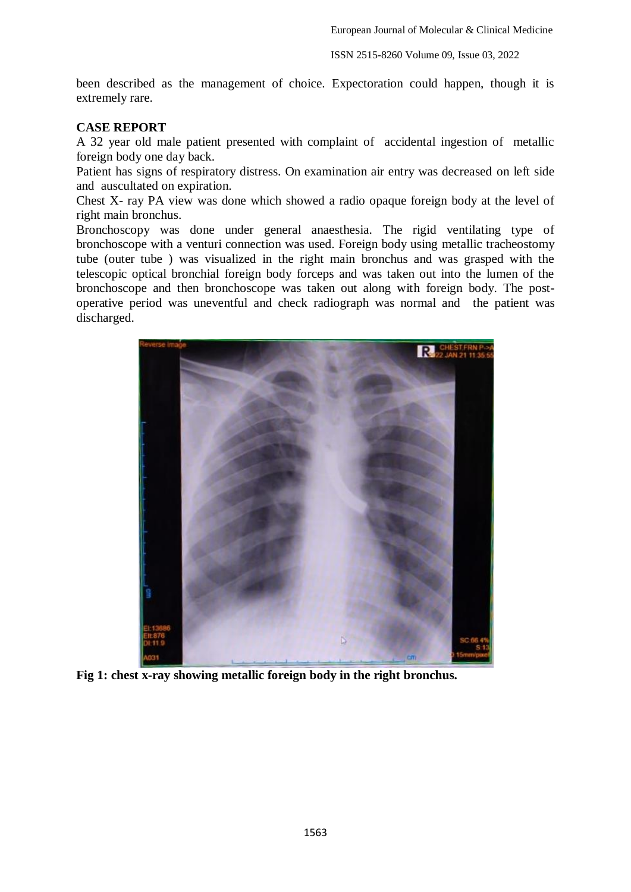been described as the management of choice. Expectoration could happen, though it is extremely rare.

**CASE REPORT**

A 32 year old male patient presented with complaint of accidental ingestion of metallic foreign body one day back.

Patient has signs of respiratory distress. On examination air entry was decreased on left side and auscultated on expiration.

Chest X- ray PA view was done which showed a radio opaque foreign body at the level of right main bronchus.

Bronchoscopy was done under general anaesthesia. The rigid ventilating type of bronchoscope with a venturi connection was used. Foreign body using metallic tracheostomy tube (outer tube ) was visualized in the right main bronchus and was grasped with the telescopic optical bronchial foreign body forceps and was taken out into the lumen of the bronchoscope and then bronchoscope was taken out along with foreign body. The post-operative period was uneventful and check radiograph was normal and the patient was discharged.

**Fig 1: chest x-ray showing metallic foreign body in the right bronchus.**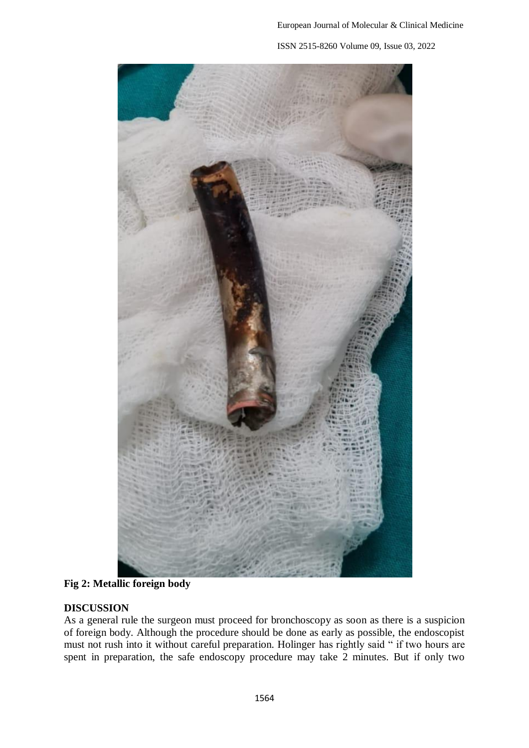**Fig 2: Metallic foreign body**

## DISCUSSION

As a general rule the surgeon must proceed for bronchoscopy as soon as there is a suspicion of foreign body. Although the procedure should be done as early as possible, the endoscopist must not rush into it without careful preparation. Holinger has rightly said " if two hours are spent in preparation, the safe endoscopy procedure may take 2 minutes. But if only two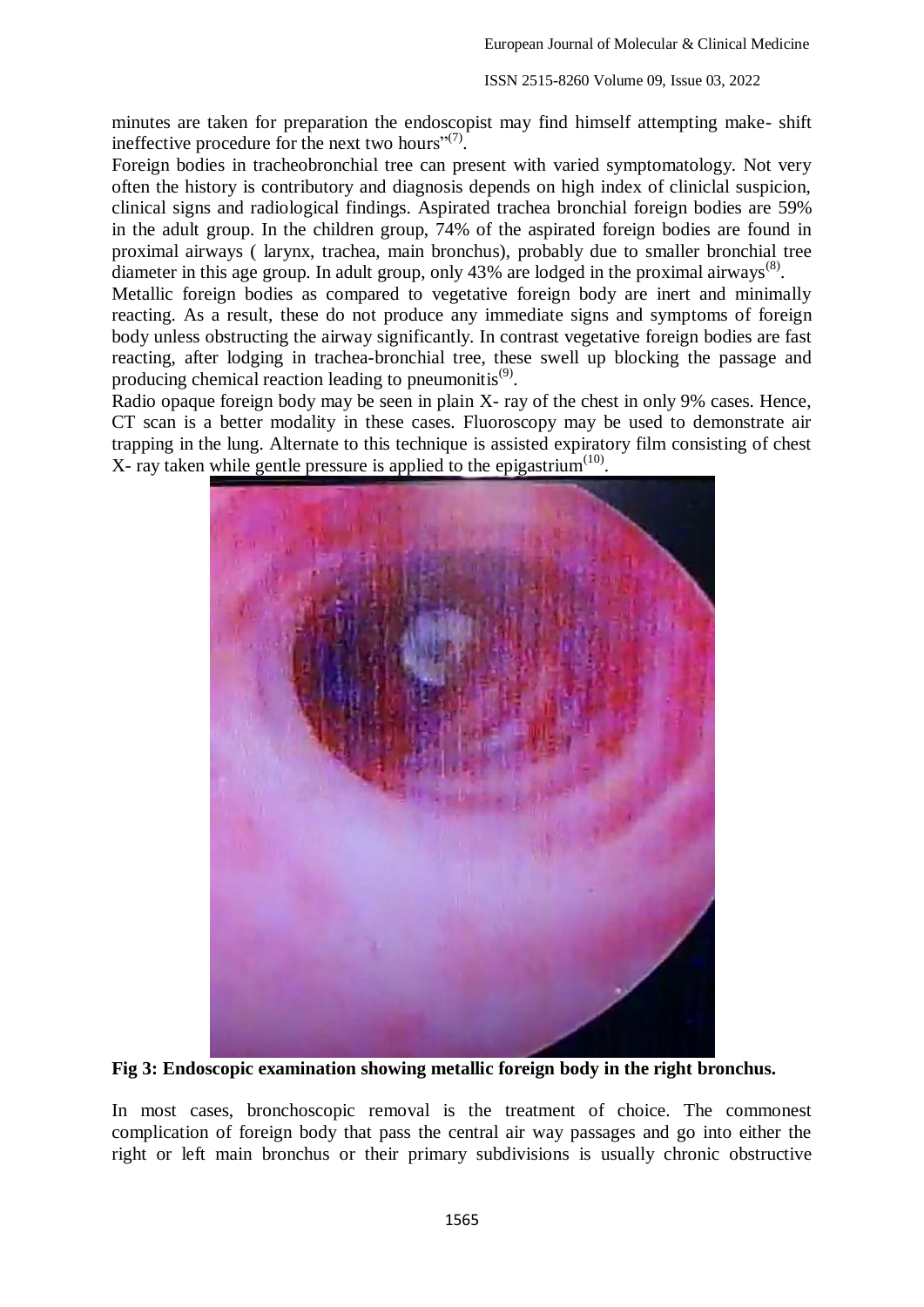minutes are taken for preparation the endoscopist may find himself attempting make- shift ineffective procedure for the next two hours"[7].

Foreign bodies in tracheobronchial tree can present with varied symptomatology. Not very often the history is contributory and diagnosis depends on high index of cliniclal suspicion, clinical signs and radiological findings. Aspirated trachea bronchial foreign bodies are 59% in the adult group. In the children group, 74% of the aspirated foreign bodies are found in proximal airways ( larynx, trachea, main bronchus), probably due to smaller bronchial tree diameter in this age group. In adult group, only 43% are lodged in the proximal airways[8].

Metallic foreign bodies as compared to vegetative foreign body are inert and minimally reacting. As a result, these do not produce any immediate signs and symptoms of foreign body unless obstructing the airway significantly. In contrast vegetative foreign bodies are fast reacting, after lodging in trachea-bronchial tree, these swell up blocking the passage and producing chemical reaction leading to pneumonitis[9].

Radio opaque foreign body may be seen in plain X- ray of the chest in only 9% cases. Hence, CT scan is a better modality in these cases. Fluoroscopy may be used to demonstrate air trapping in the lung. Alternate to this technique is assisted expiratory film consisting of chest X- ray taken while gentle pressure is applied to the epigastrium[10].

**Fig 3: Endoscopic examination showing metallic foreign body in the right bronchus.**

In most cases, bronchoscopic removal is the treatment of choice. The commonest complication of foreign body that pass the central air way passages and go into either the right or left main bronchus or their primary subdivisions is usually chronic obstructive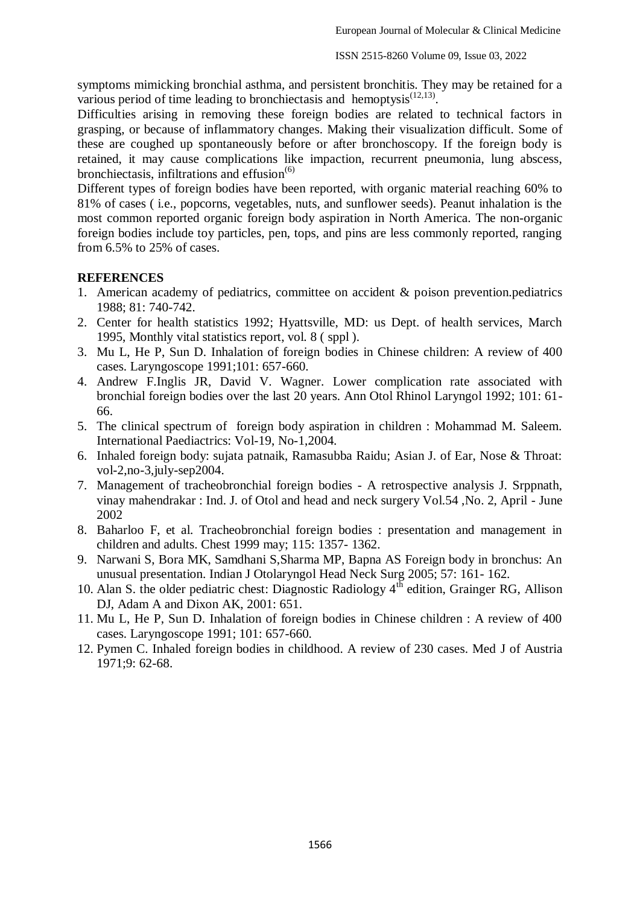symptoms mimicking bronchial asthma, and persistent bronchitis. They may be retained for a various period of time leading to bronchiectasis and hemoptysis[12,13].

Difficulties arising in removing these foreign bodies are related to technical factors in grasping, or because of inflammatory changes. Making their visualization difficult. Some of these are coughed up spontaneously before or after bronchoscopy. If the foreign body is retained, it may cause complications like impaction, recurrent pneumonia, lung abscess, bronchiectasis, infiltrations and effusion[6]

Different types of foreign bodies have been reported, with organic material reaching 60% to 81% of cases ( i.e., popcorns, vegetables, nuts, and sunflower seeds). Peanut inhalation is the most common reported organic foreign body aspiration in North America. The non-organic foreign bodies include toy particles, pen, tops, and pins are less commonly reported, ranging from 6.5% to 25% of cases.

**REFERENCES**

1. American academy of pediatrics, committee on accident & poison prevention.pediatrics 1988; 81: 740-742.
2. Center for health statistics 1992; Hyattsville, MD: us Dept. of health services, March 1995, Monthly vital statistics report, vol. 8 ( sppl ).
3. Mu L, He P, Sun D. Inhalation of foreign bodies in Chinese children: A review of 400 cases. Laryngoscope 1991;101: 657-660.
4. Andrew F.Inglis JR, David V. Wagner. Lower complication rate associated with bronchial foreign bodies over the last 20 years. Ann Otol Rhinol Laryngol 1992; 101: 61-66.
5. The clinical spectrum of foreign body aspiration in children : Mohammad M. Saleem. International Paediactrics: Vol-19, No-1,2004.
6. Inhaled foreign body: sujata patnaik, Ramasubba Raidu; Asian J. of Ear, Nose & Throat: vol-2,no-3,july-sep2004.
7. Management of tracheobronchial foreign bodies - A retrospective analysis J. Srppnath, vinay mahendrakar : Ind. J. of Otol and head and neck surgery Vol.54 ,No. 2, April - June 2002
8. Baharloo F, et al. Tracheobronchial foreign bodies : presentation and management in children and adults. Chest 1999 may; 115: 1357- 1362.
9. Narwani S, Bora MK, Samdhani S,Sharma MP, Bapna AS Foreign body in bronchus: An unusual presentation. Indian J Otolaryngol Head Neck Surg 2005; 57: 161- 162.
10. Alan S. the older pediatric chest: Diagnostic Radiology 4th edition, Grainger RG, Allison DJ, Adam A and Dixon AK, 2001: 651.
11. Mu L, He P, Sun D. Inhalation of foreign bodies in Chinese children : A review of 400 cases. Laryngoscope 1991; 101: 657-660.
12. Pymen C. Inhaled foreign bodies in childhood. A review of 230 cases. Med J of Austria 1971;9: 62-68.